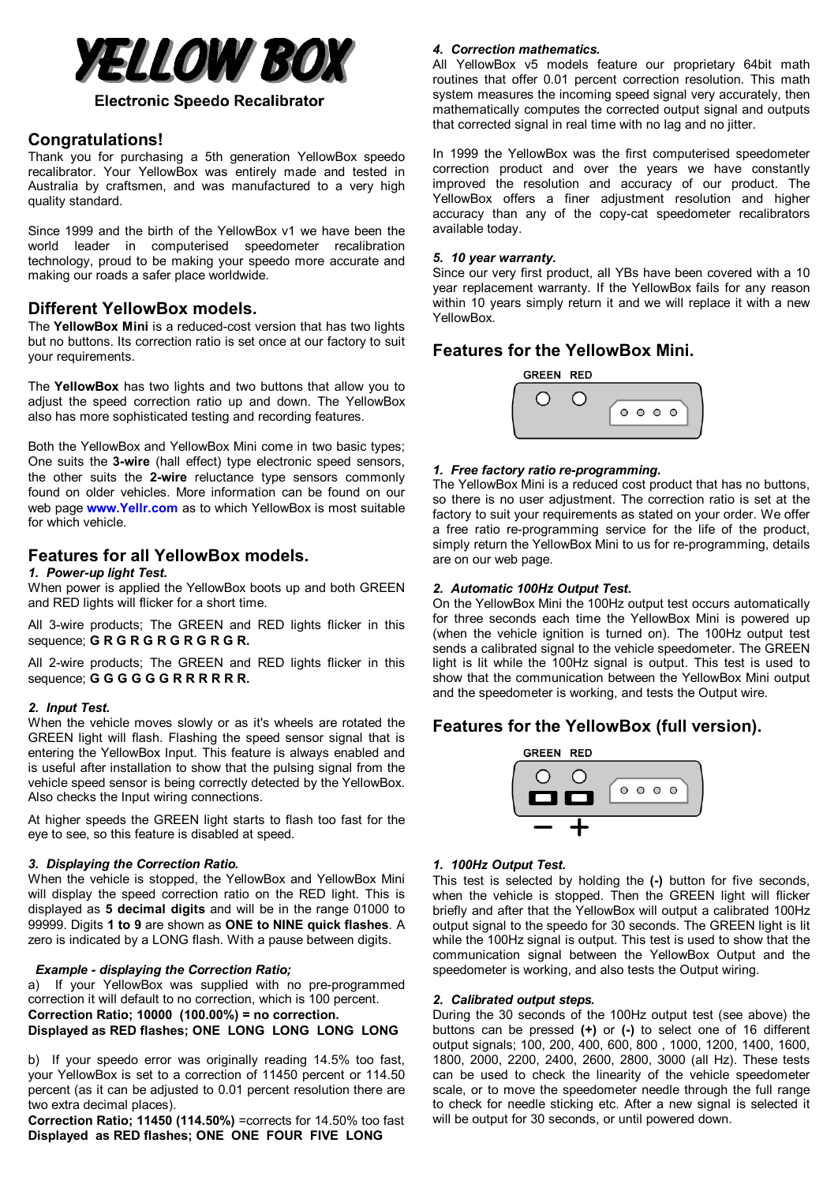# YELLOW BOX

**Electronic Speedo Recalibrator**

## Congratulations!

Thank you for purchasing a 5th generation YellowBox speedo recalibrator. Your YellowBox was entirely made and tested in Australia by craftsmen, and was manufactured to a very high quality standard.

Since 1999 and the birth of the YellowBox v1 we have been the world leader in computerised speedometer recalibration technology, proud to be making your speedo more accurate and making our roads a safer place worldwide.

## Different YellowBox models.

The **YellowBox Mini** is a reduced-cost version that has two lights but no buttons. Its correction ratio is set once at our factory to suit your requirements.

The **YellowBox** has two lights and two buttons that allow you to adjust the speed correction ratio up and down. The YellowBox also has more sophisticated testing and recording features.

Both the YellowBox and YellowBox Mini come in two basic types; One suits the **3-wire** (hall effect) type electronic speed sensors, the other suits the **2-wire** reluctance type sensors commonly found on older vehicles. More information can be found on our web page **www.Yellr.com** as to which YellowBox is most suitable for which vehicle.

## Features for all YellowBox models.

***1. Power-up light Test.***

When power is applied the YellowBox boots up and both GREEN and RED lights will flicker for a short time.

All 3-wire products; The GREEN and RED lights flicker in this sequence; **G R G R G R G R G R G R.**

All 2-wire products; The GREEN and RED lights flicker in this sequence; **G G G G G G R R R R R R.**

***2. Input Test.***

When the vehicle moves slowly or as it's wheels are rotated the GREEN light will flash. Flashing the speed sensor signal that is entering the YellowBox Input. This feature is always enabled and is useful after installation to show that the pulsing signal from the vehicle speed sensor is being correctly detected by the YellowBox. Also checks the Input wiring connections.

At higher speeds the GREEN light starts to flash too fast for the eye to see, so this feature is disabled at speed.

***3. Displaying the Correction Ratio.***

When the vehicle is stopped, the YellowBox and YellowBox Mini will display the speed correction ratio on the RED light. This is displayed as **5 decimal digits** and will be in the range 01000 to 99999. Digits **1 to 9** are shown as **ONE to NINE quick flashes**. A zero is indicated by a LONG flash. With a pause between digits.

***Example - displaying the Correction Ratio;***

a) If your YellowBox was supplied with no pre-programmed correction it will default to no correction, which is 100 percent.
**Correction Ratio; 10000 (100.00%) = no correction.**
**Displayed as RED flashes; ONE LONG LONG LONG LONG**

b) If your speedo error was originally reading 14.5% too fast, your YellowBox is set to a correction of 11450 percent or 114.50 percent (as it can be adjusted to 0.01 percent resolution there are two extra decimal places).
**Correction Ratio; 11450 (114.50%)** =corrects for 14.50% too fast
**Displayed as RED flashes; ONE ONE FOUR FIVE LONG**

***4. Correction mathematics.***

All YellowBox v5 models feature our proprietary 64bit math routines that offer 0.01 percent correction resolution. This math system measures the incoming speed signal very accurately, then mathematically computes the corrected output signal and outputs that corrected signal in real time with no lag and no jitter.

In 1999 the YellowBox was the first computerised speedometer correction product and over the years we have constantly improved the resolution and accuracy of our product. The YellowBox offers a finer adjustment resolution and higher accuracy than any of the copy-cat speedometer recalibrators available today.

***5. 10 year warranty.***

Since our very first product, all YBs have been covered with a 10 year replacement warranty. If the YellowBox fails for any reason within 10 years simply return it and we will replace it with a new YellowBox.

## Features for the YellowBox Mini.

GREEN RED

***1. Free factory ratio re-programming.***

The YellowBox Mini is a reduced cost product that has no buttons, so there is no user adjustment. The correction ratio is set at the factory to suit your requirements as stated on your order. We offer a free ratio re-programming service for the life of the product, simply return the YellowBox Mini to us for re-programming, details are on our web page.

***2. Automatic 100Hz Output Test.***

On the YellowBox Mini the 100Hz output test occurs automatically for three seconds each time the YellowBox Mini is powered up (when the vehicle ignition is turned on). The 100Hz output test sends a calibrated signal to the vehicle speedometer. The GREEN light is lit while the 100Hz signal is output. This test is used to show that the communication between the YellowBox Mini output and the speedometer is working, and tests the Output wire.

## Features for the YellowBox (full version).

GREEN RED

− +

***1. 100Hz Output Test.***

This test is selected by holding the **(-)** button for five seconds, when the vehicle is stopped. Then the GREEN light will flicker briefly and after that the YellowBox will output a calibrated 100Hz output signal to the speedo for 30 seconds. The GREEN light is lit while the 100Hz signal is output. This test is used to show that the communication signal between the YellowBox Output and the speedometer is working, and also tests the Output wiring.

***2. Calibrated output steps.***

During the 30 seconds of the 100Hz output test (see above) the buttons can be pressed **(+)** or **(-)** to select one of 16 different output signals; 100, 200, 400, 600, 800 , 1000, 1200, 1400, 1600, 1800, 2000, 2200, 2400, 2600, 2800, 3000 (all Hz). These tests can be used to check the linearity of the vehicle speedometer scale, or to move the speedometer needle through the full range to check for needle sticking etc. After a new signal is selected it will be output for 30 seconds, or until powered down.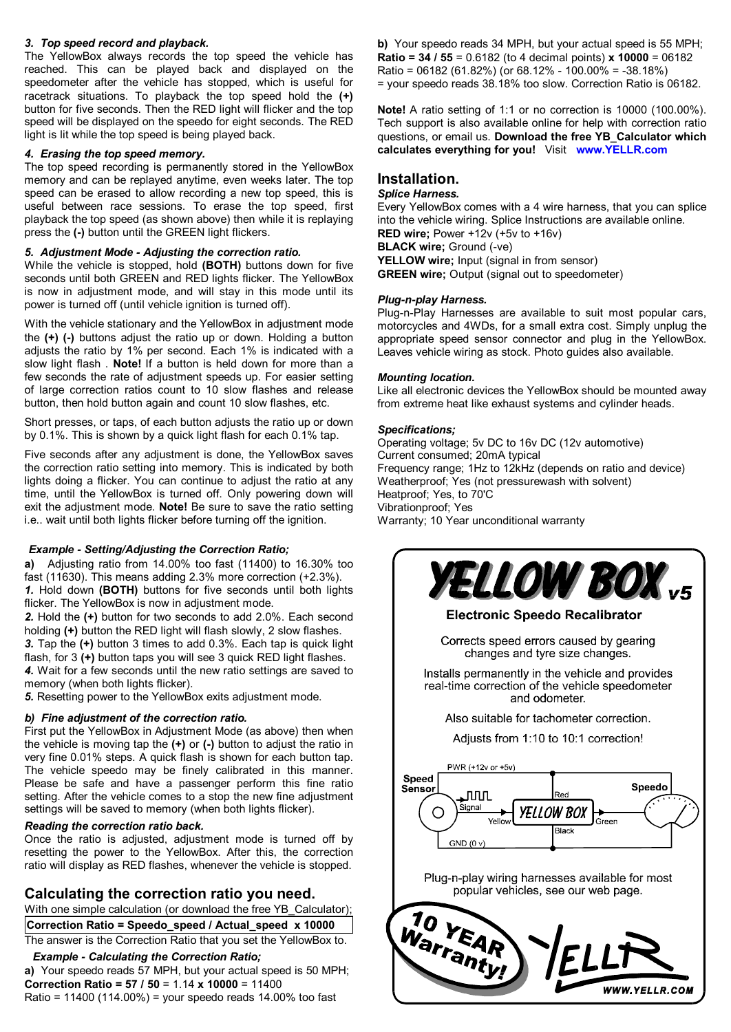### 3. Top speed record and playback.

The YellowBox always records the top speed the vehicle has reached. This can be played back and displayed on the speedometer after the vehicle has stopped, which is useful for racetrack situations. To playback the top speed hold the **(+)** button for five seconds. Then the RED light will flicker and the top speed will be displayed on the speedo for eight seconds. The RED light is lit while the top speed is being played back.

### 4. Erasing the top speed memory.

The top speed recording is permanently stored in the YellowBox memory and can be replayed anytime, even weeks later. The top speed can be erased to allow recording a new top speed, this is useful between race sessions. To erase the top speed, first playback the top speed (as shown above) then while it is replaying press the **(-)** button until the GREEN light flickers.

### 5. Adjustment Mode - Adjusting the correction ratio.

While the vehicle is stopped, hold **(BOTH)** buttons down for five seconds until both GREEN and RED lights flicker. The YellowBox is now in adjustment mode, and will stay in this mode until its power is turned off (until vehicle ignition is turned off).

With the vehicle stationary and the YellowBox in adjustment mode the **(+) (-)** buttons adjust the ratio up or down. Holding a button adjusts the ratio by 1% per second. Each 1% is indicated with a slow light flash . **Note!** If a button is held down for more than a few seconds the rate of adjustment speeds up. For easier setting of large correction ratios count to 10 slow flashes and release button, then hold button again and count 10 slow flashes, etc.

Short presses, or taps, of each button adjusts the ratio up or down by 0.1%. This is shown by a quick light flash for each 0.1% tap.

Five seconds after any adjustment is done, the YellowBox saves the correction ratio setting into memory. This is indicated by both lights doing a flicker. You can continue to adjust the ratio at any time, until the YellowBox is turned off. Only powering down will exit the adjustment mode. **Note!** Be sure to save the ratio setting i.e.. wait until both lights flicker before turning off the ignition.

#### *Example - Setting/Adjusting the Correction Ratio;*

**a)** Adjusting ratio from 14.00% too fast (11400) to 16.30% too fast (11630). This means adding 2.3% more correction (+2.3%).
***1.*** Hold down **(BOTH)** buttons for five seconds until both lights flicker. The YellowBox is now in adjustment mode.
***2.*** Hold the **(+)** button for two seconds to add 2.0%. Each second holding **(+)** button the RED light will flash slowly, 2 slow flashes.
***3.*** Tap the **(+)** button 3 times to add 0.3%. Each tap is quick light flash, for 3 **(+)** button taps you will see 3 quick RED light flashes.
***4.*** Wait for a few seconds until the new ratio settings are saved to memory (when both lights flicker).
***5.*** Resetting power to the YellowBox exits adjustment mode.

#### *b) Fine adjustment of the correction ratio.*

First put the YellowBox in Adjustment Mode (as above) then when the vehicle is moving tap the **(+)** or **(-)** button to adjust the ratio in very fine 0.01% steps. A quick flash is shown for each button tap. The vehicle speedo may be finely calibrated in this manner. Please be safe and have a passenger perform this fine ratio setting. After the vehicle comes to a stop the new fine adjustment settings will be saved to memory (when both lights flicker).

#### *Reading the correction ratio back.*

Once the ratio is adjusted, adjustment mode is turned off by resetting the power to the YellowBox. After this, the correction ratio will display as RED flashes, whenever the vehicle is stopped.

## Calculating the correction ratio you need.

With one simple calculation (or download the free YB_Calculator);

**Correction Ratio = Speedo_speed / Actual_speed x 10000**

The answer is the Correction Ratio that you set the YellowBox to.

#### *Example - Calculating the Correction Ratio;*

**a)** Your speedo reads 57 MPH, but your actual speed is 50 MPH;
**Correction Ratio = 57 / 50** = 1.14 **x 10000** = 11400
Ratio = 11400 (114.00%) = your speedo reads 14.00% too fast

**b)** Your speedo reads 34 MPH, but your actual speed is 55 MPH;
**Ratio = 34 / 55** = 0.6182 (to 4 decimal points) **x 10000** = 06182
Ratio = 06182 (61.82%) (or 68.12% - 100.00% = -38.18%)
= your speedo reads 38.18% too slow. Correction Ratio is 06182.

**Note!** A ratio setting of 1:1 or no correction is 10000 (100.00%). Tech support is also available online for help with correction ratio questions, or email us. **Download the free YB_Calculator which calculates everything for you!** Visit **www.YELLR.com**

## Installation.

### *Splice Harness.*

Every YellowBox comes with a 4 wire harness, that you can splice into the vehicle wiring. Splice Instructions are available online.
**RED wire;** Power +12v (+5v to +16v)
**BLACK wire;** Ground (-ve)
**YELLOW wire;** Input (signal in from sensor)
**GREEN wire;** Output (signal out to speedometer)

### *Plug-n-play Harness.*

Plug-n-Play Harnesses are available to suit most popular cars, motorcycles and 4WDs, for a small extra cost. Simply unplug the appropriate speed sensor connector and plug in the YellowBox. Leaves vehicle wiring as stock. Photo guides also available.

### *Mounting location.*

Like all electronic devices the YellowBox should be mounted away from extreme heat like exhaust systems and cylinder heads.

### *Specifications;*

Operating voltage; 5v DC to 16v DC (12v automotive)
Current consumed; 20mA typical
Frequency range; 1Hz to 12kHz (depends on ratio and device)
Weatherproof; Yes (not pressurewash with solvent)
Heatproof; Yes, to 70'C
Vibrationproof; Yes
Warranty; 10 Year unconditional warranty

**YELLOW BOX v5**

**Electronic Speedo Recalibrator**

Corrects speed errors caused by gearing changes and tyre size changes.

Installs permanently in the vehicle and provides real-time correction of the vehicle speedometer and odometer.

Also suitable for tachometer correction.

Adjusts from 1:10 to 10:1 correction!

PWR (+12v or +5v)
Speed Sensor
Signal
Yellow
Red
YELLOW BOX
Black
Green
Speedo
GND (0 v)

Plug-n-play wiring harnesses available for most popular vehicles, see our web page.

10 YEAR Warranty!

YELLR

WWW.YELLR.COM